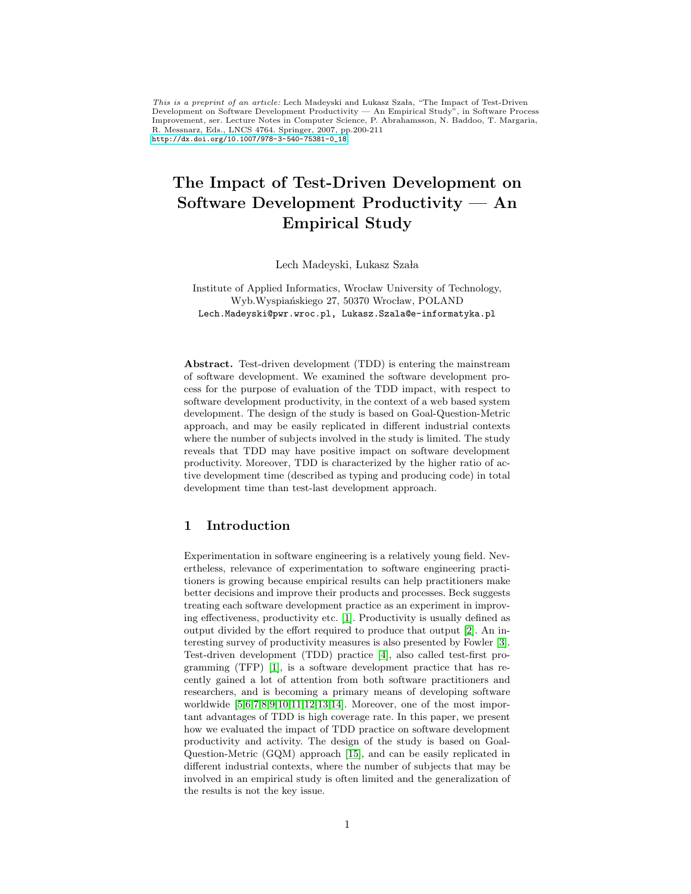*This is a preprint of an article:* Lech Madeyski and Łukasz Szała, "The Impact of Test-Driven Development on Software Development Productivity — An Empirical Study", in Software Process Improvement, ser. Lecture Notes in Computer Science, P. Abrahamsson, N. Baddoo, T. Margaria, R. Messnarz, Eds., LNCS 4764. Springer, 2007, pp.200-211
http://dx.doi.org/10.1007/978-3-540-75381-0_18

# The Impact of Test-Driven Development on Software Development Productivity — An Empirical Study

Lech Madeyski, Łukasz Szała

Institute of Applied Informatics, Wrocław University of Technology, Wyb.Wyspiańskiego 27, 50370 Wrocław, POLAND
Lech.Madeyski@pwr.wroc.pl, Lukasz.Szala@e-informatyka.pl

**Abstract.** Test-driven development (TDD) is entering the mainstream of software development. We examined the software development process for the purpose of evaluation of the TDD impact, with respect to software development productivity, in the context of a web based system development. The design of the study is based on Goal-Question-Metric approach, and may be easily replicated in different industrial contexts where the number of subjects involved in the study is limited. The study reveals that TDD may have positive impact on software development productivity. Moreover, TDD is characterized by the higher ratio of active development time (described as typing and producing code) in total development time than test-last development approach.

## 1 Introduction

Experimentation in software engineering is a relatively young field. Nevertheless, relevance of experimentation to software engineering practitioners is growing because empirical results can help practitioners make better decisions and improve their products and processes. Beck suggests treating each software development practice as an experiment in improving effectiveness, productivity etc. [1]. Productivity is usually defined as output divided by the effort required to produce that output [2]. An interesting survey of productivity measures is also presented by Fowler [3]. Test-driven development (TDD) practice [4], also called test-first programming (TFP) [1], is a software development practice that has recently gained a lot of attention from both software practitioners and researchers, and is becoming a primary means of developing software worldwide [5,6,7,8,9,10,11,12,13,14]. Moreover, one of the most important advantages of TDD is high coverage rate. In this paper, we present how we evaluated the impact of TDD practice on software development productivity and activity. The design of the study is based on Goal-Question-Metric (GQM) approach [15], and can be easily replicated in different industrial contexts, where the number of subjects that may be involved in an empirical study is often limited and the generalization of the results is not the key issue.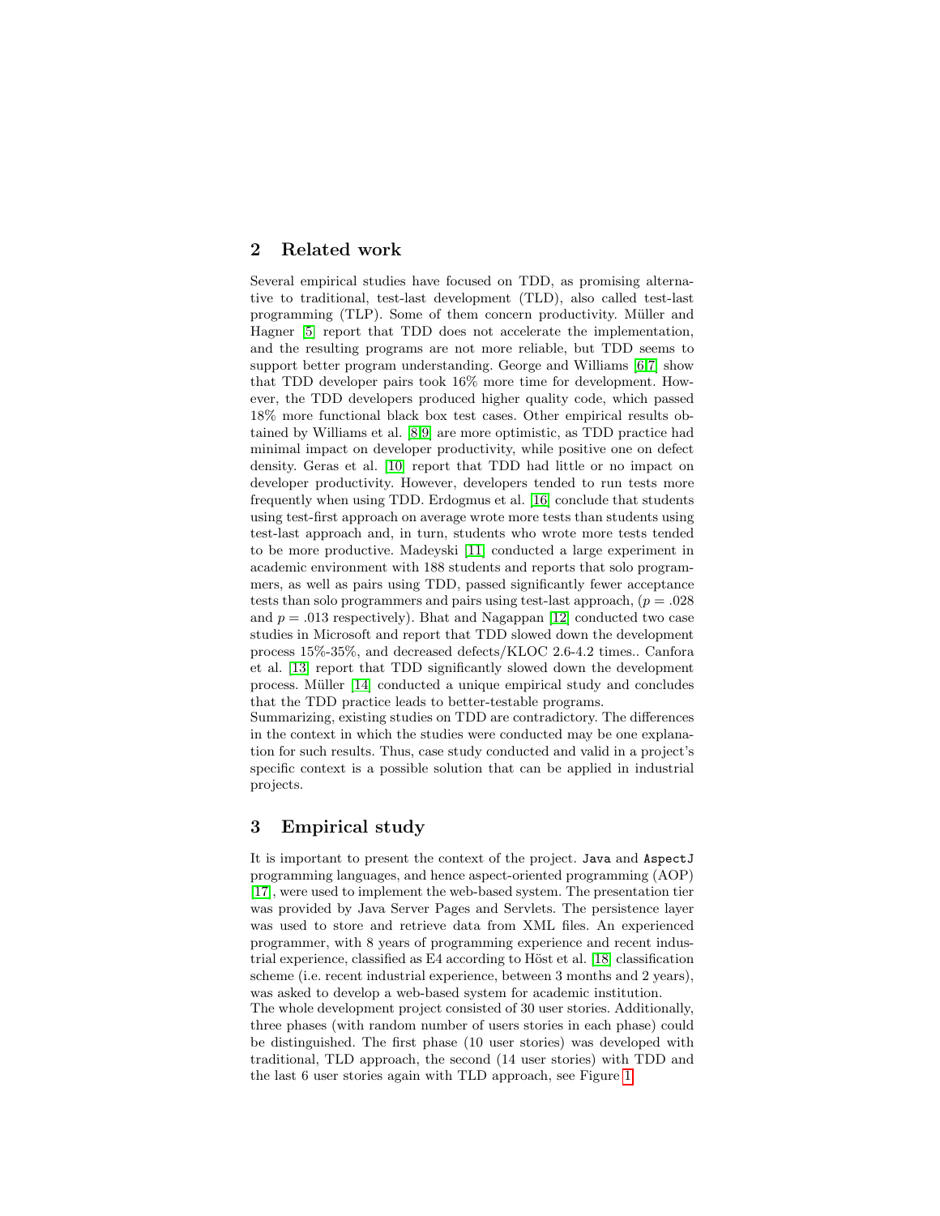## 2 Related work

Several empirical studies have focused on TDD, as promising alternative to traditional, test-last development (TLD), also called test-last programming (TLP). Some of them concern productivity. Müller and Hagner [5] report that TDD does not accelerate the implementation, and the resulting programs are not more reliable, but TDD seems to support better program understanding. George and Williams [6,7] show that TDD developer pairs took 16% more time for development. However, the TDD developers produced higher quality code, which passed 18% more functional black box test cases. Other empirical results obtained by Williams et al. [8,9] are more optimistic, as TDD practice had minimal impact on developer productivity, while positive one on defect density. Geras et al. [10] report that TDD had little or no impact on developer productivity. However, developers tended to run tests more frequently when using TDD. Erdogmus et al. [16] conclude that students using test-first approach on average wrote more tests than students using test-last approach and, in turn, students who wrote more tests tended to be more productive. Madeyski [11] conducted a large experiment in academic environment with 188 students and reports that solo programmers, as well as pairs using TDD, passed significantly fewer acceptance tests than solo programmers and pairs using test-last approach, ($p = .028$ and $p = .013$ respectively). Bhat and Nagappan [12] conducted two case studies in Microsoft and report that TDD slowed down the development process 15%-35%, and decreased defects/KLOC 2.6-4.2 times.. Canfora et al. [13] report that TDD significantly slowed down the development process. Müller [14] conducted a unique empirical study and concludes that the TDD practice leads to better-testable programs.
Summarizing, existing studies on TDD are contradictory. The differences in the context in which the studies were conducted may be one explanation for such results. Thus, case study conducted and valid in a project's specific context is a possible solution that can be applied in industrial projects.

## 3 Empirical study

It is important to present the context of the project. `Java` and `AspectJ` programming languages, and hence aspect-oriented programming (AOP) [17], were used to implement the web-based system. The presentation tier was provided by Java Server Pages and Servlets. The persistence layer was used to store and retrieve data from XML files. An experienced programmer, with 8 years of programming experience and recent industrial experience, classified as E4 according to Höst et al. [18] classification scheme (i.e. recent industrial experience, between 3 months and 2 years), was asked to develop a web-based system for academic institution.
The whole development project consisted of 30 user stories. Additionally, three phases (with random number of users stories in each phase) could be distinguished. The first phase (10 user stories) was developed with traditional, TLD approach, the second (14 user stories) with TDD and the last 6 user stories again with TLD approach, see Figure 1.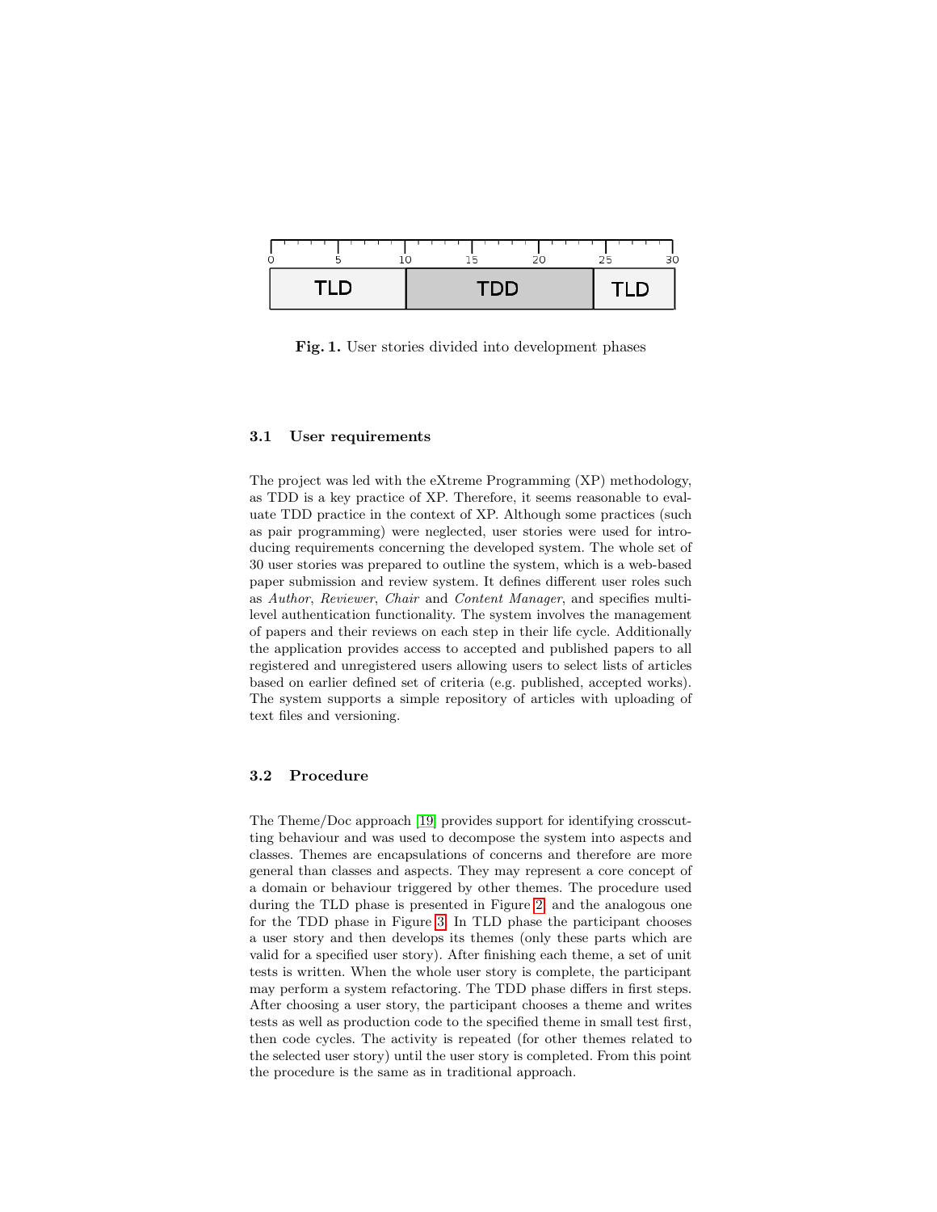Fig. 1. User stories divided into development phases

### 3.1 User requirements

The project was led with the eXtreme Programming (XP) methodology, as TDD is a key practice of XP. Therefore, it seems reasonable to evaluate TDD practice in the context of XP. Although some practices (such as pair programming) were neglected, user stories were used for introducing requirements concerning the developed system. The whole set of 30 user stories was prepared to outline the system, which is a web-based paper submission and review system. It defines different user roles such as *Author*, *Reviewer*, *Chair* and *Content Manager*, and specifies multi-level authentication functionality. The system involves the management of papers and their reviews on each step in their life cycle. Additionally the application provides access to accepted and published papers to all registered and unregistered users allowing users to select lists of articles based on earlier defined set of criteria (e.g. published, accepted works). The system supports a simple repository of articles with uploading of text files and versioning.

### 3.2 Procedure

The Theme/Doc approach [19] provides support for identifying crosscutting behaviour and was used to decompose the system into aspects and classes. Themes are encapsulations of concerns and therefore are more general than classes and aspects. They may represent a core concept of a domain or behaviour triggered by other themes. The procedure used during the TLD phase is presented in Figure 2, and the analogous one for the TDD phase in Figure 3. In TLD phase the participant chooses a user story and then develops its themes (only these parts which are valid for a specified user story). After finishing each theme, a set of unit tests is written. When the whole user story is complete, the participant may perform a system refactoring. The TDD phase differs in first steps. After choosing a user story, the participant chooses a theme and writes tests as well as production code to the specified theme in small test first, then code cycles. The activity is repeated (for other themes related to the selected user story) until the user story is completed. From this point the procedure is the same as in traditional approach.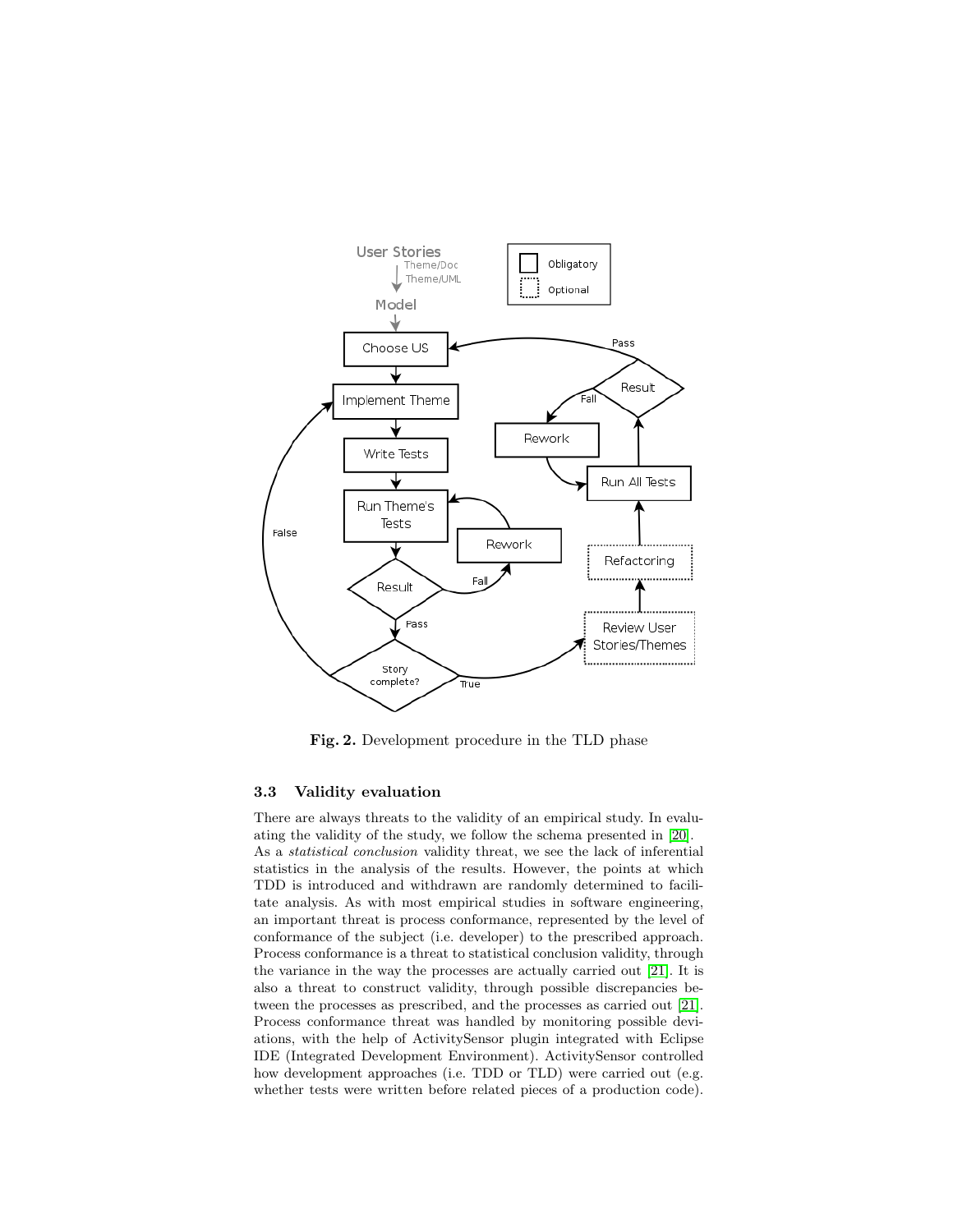Fig. 2. Development procedure in the TLD phase

### 3.3 Validity evaluation

There are always threats to the validity of an empirical study. In evaluating the validity of the study, we follow the schema presented in [20]. As a *statistical conclusion* validity threat, we see the lack of inferential statistics in the analysis of the results. However, the points at which TDD is introduced and withdrawn are randomly determined to facilitate analysis. As with most empirical studies in software engineering, an important threat is process conformance, represented by the level of conformance of the subject (i.e. developer) to the prescribed approach. Process conformance is a threat to statistical conclusion validity, through the variance in the way the processes are actually carried out [21]. It is also a threat to construct validity, through possible discrepancies between the processes as prescribed, and the processes as carried out [21]. Process conformance threat was handled by monitoring possible deviations, with the help of ActivitySensor plugin integrated with Eclipse IDE (Integrated Development Environment). ActivitySensor controlled how development approaches (i.e. TDD or TLD) were carried out (e.g. whether tests were written before related pieces of a production code).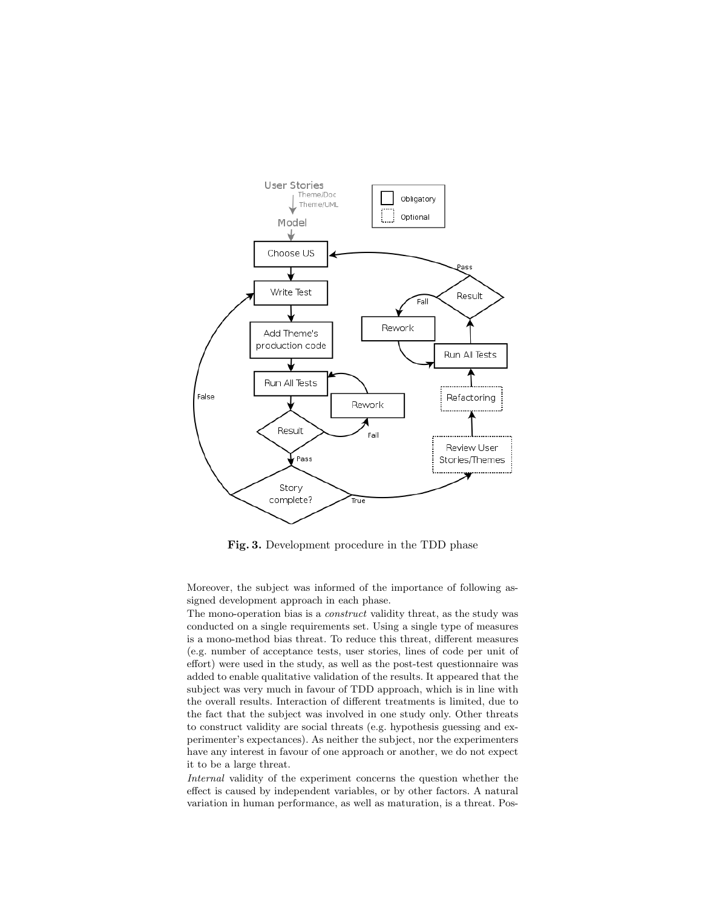Fig. 3. Development procedure in the TDD phase

Moreover, the subject was informed of the importance of following assigned development approach in each phase.

The mono-operation bias is a *construct* validity threat, as the study was conducted on a single requirements set. Using a single type of measures is a mono-method bias threat. To reduce this threat, different measures (e.g. number of acceptance tests, user stories, lines of code per unit of effort) were used in the study, as well as the post-test questionnaire was added to enable qualitative validation of the results. It appeared that the subject was very much in favour of TDD approach, which is in line with the overall results. Interaction of different treatments is limited, due to the fact that the subject was involved in one study only. Other threats to construct validity are social threats (e.g. hypothesis guessing and experimenter's expectances). As neither the subject, nor the experimenters have any interest in favour of one approach or another, we do not expect it to be a large threat.

*Internal* validity of the experiment concerns the question whether the effect is caused by independent variables, or by other factors. A natural variation in human performance, as well as maturation, is a threat. Pos-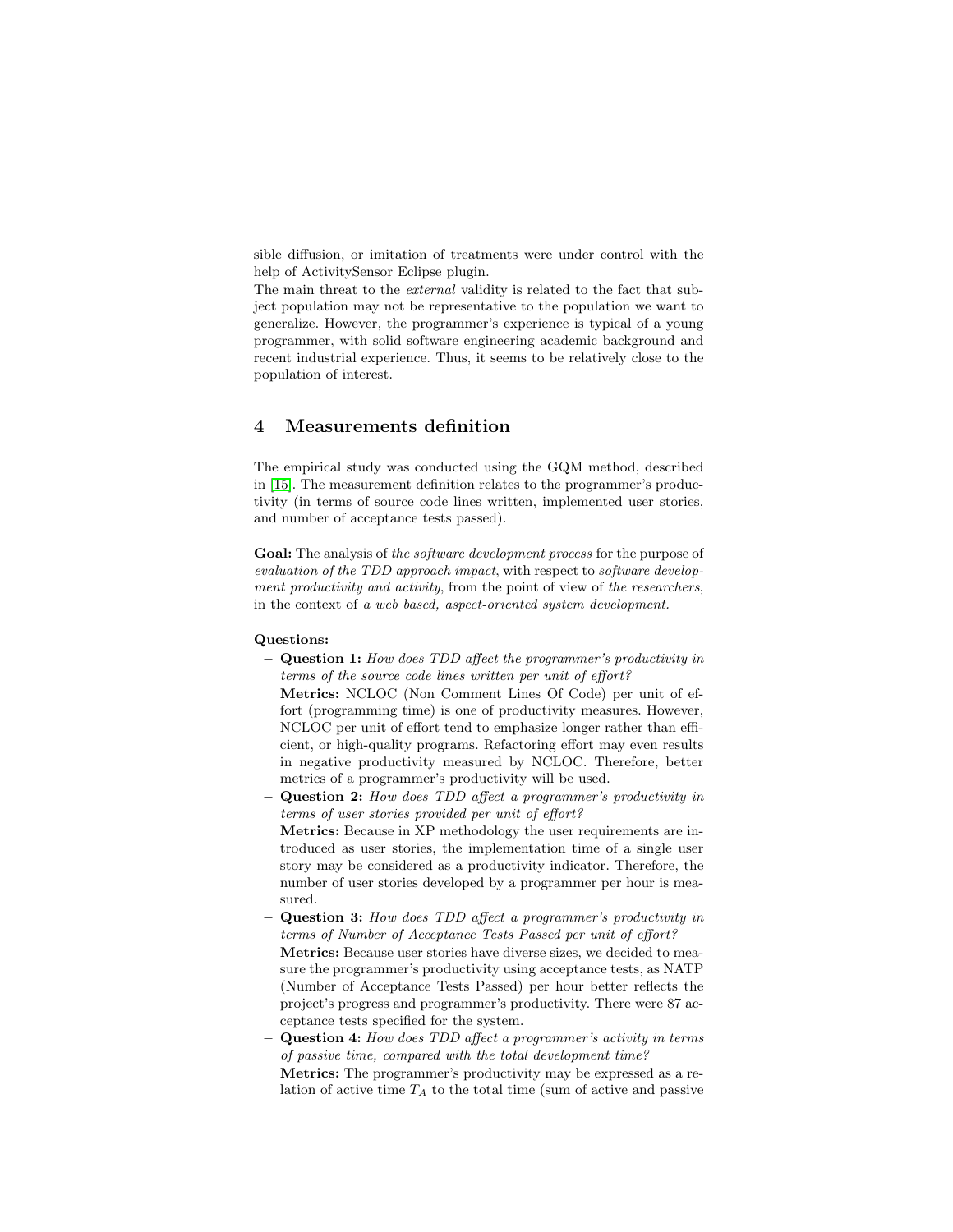sible diffusion, or imitation of treatments were under control with the help of ActivitySensor Eclipse plugin.
The main threat to the *external* validity is related to the fact that subject population may not be representative to the population we want to generalize. However, the programmer's experience is typical of a young programmer, with solid software engineering academic background and recent industrial experience. Thus, it seems to be relatively close to the population of interest.

## 4 Measurements definition

The empirical study was conducted using the GQM method, described in [15]. The measurement definition relates to the programmer's productivity (in terms of source code lines written, implemented user stories, and number of acceptance tests passed).

**Goal:** The analysis of *the software development process* for the purpose of *evaluation of the TDD approach impact*, with respect to *software development productivity and activity*, from the point of view of *the researchers*, in the context of *a web based, aspect-oriented system development.*

**Questions:**

- **Question 1:** *How does TDD affect the programmer's productivity in terms of the source code lines written per unit of effort?*
  **Metrics:** NCLOC (Non Comment Lines Of Code) per unit of effort (programming time) is one of productivity measures. However, NCLOC per unit of effort tend to emphasize longer rather than efficient, or high-quality programs. Refactoring effort may even results in negative productivity measured by NCLOC. Therefore, better metrics of a programmer's productivity will be used.
- **Question 2:** *How does TDD affect a programmer's productivity in terms of user stories provided per unit of effort?*
  **Metrics:** Because in XP methodology the user requirements are introduced as user stories, the implementation time of a single user story may be considered as a productivity indicator. Therefore, the number of user stories developed by a programmer per hour is measured.
- **Question 3:** *How does TDD affect a programmer's productivity in terms of Number of Acceptance Tests Passed per unit of effort?*
  **Metrics:** Because user stories have diverse sizes, we decided to measure the programmer's productivity using acceptance tests, as NATP (Number of Acceptance Tests Passed) per hour better reflects the project's progress and programmer's productivity. There were 87 acceptance tests specified for the system.
- **Question 4:** *How does TDD affect a programmer's activity in terms of passive time, compared with the total development time?*
  **Metrics:** The programmer's productivity may be expressed as a relation of active time $T_A$ to the total time (sum of active and passive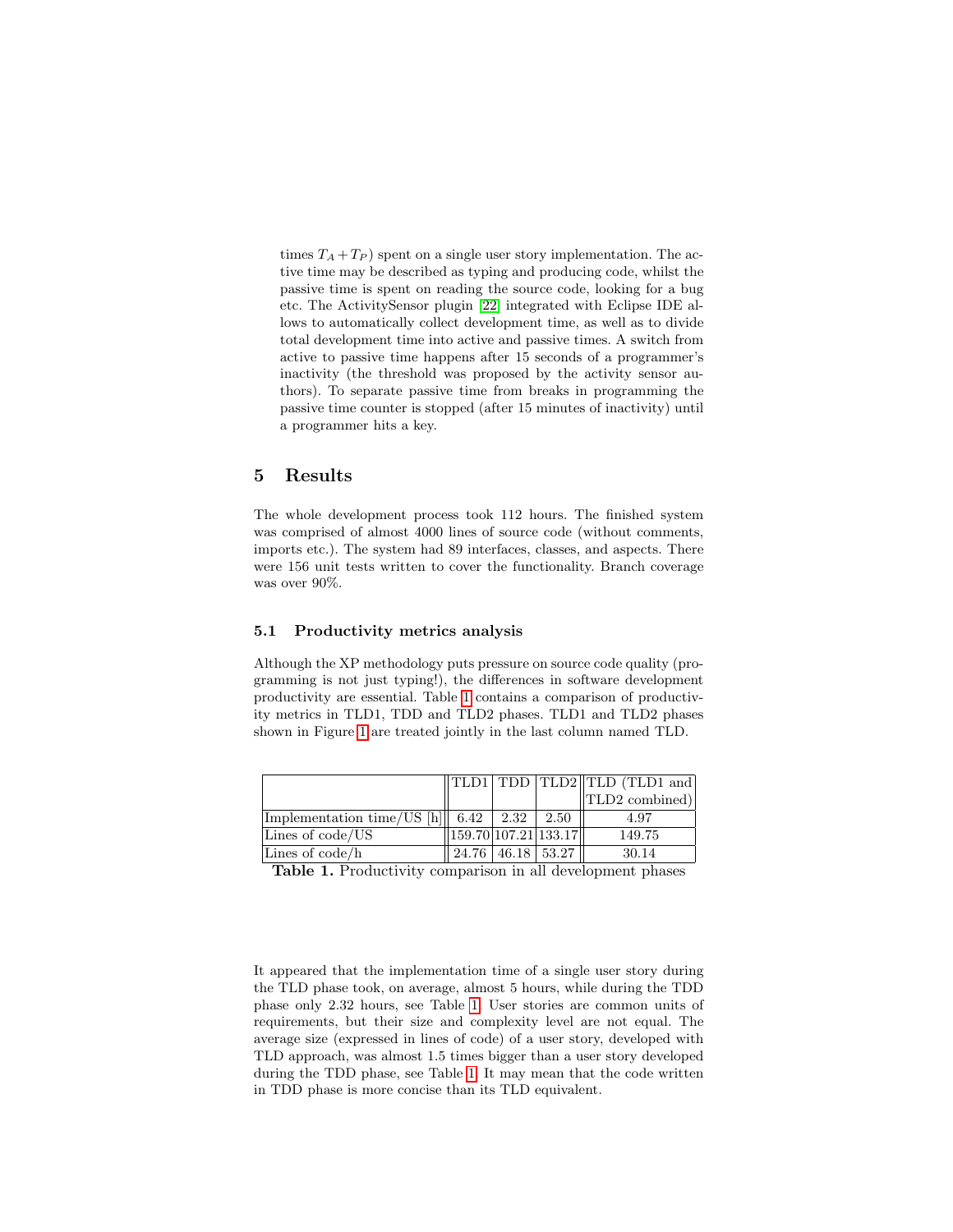times $T_A + T_P$) spent on a single user story implementation. The active time may be described as typing and producing code, whilst the passive time is spent on reading the source code, looking for a bug etc. The ActivitySensor plugin [22] integrated with Eclipse IDE allows to automatically collect development time, as well as to divide total development time into active and passive times. A switch from active to passive time happens after 15 seconds of a programmer's inactivity (the threshold was proposed by the activity sensor authors). To separate passive time from breaks in programming the passive time counter is stopped (after 15 minutes of inactivity) until a programmer hits a key.

## 5 Results

The whole development process took 112 hours. The finished system was comprised of almost 4000 lines of source code (without comments, imports etc.). The system had 89 interfaces, classes, and aspects. There were 156 unit tests written to cover the functionality. Branch coverage was over 90%.

### 5.1 Productivity metrics analysis

Although the XP methodology puts pressure on source code quality (programming is not just typing!), the differences in software development productivity are essential. Table 1 contains a comparison of productivity metrics in TLD1, TDD and TLD2 phases. TLD1 and TLD2 phases shown in Figure 1 are treated jointly in the last column named TLD.

| | TLD1 | TDD | TLD2 | TLD (TLD1 and TLD2 combined) |
|---|---|---|---|---|
| Implementation time/US [h] | 6.42 | 2.32 | 2.50 | 4.97 |
| Lines of code/US | 159.70 | 107.21 | 133.17 | 149.75 |
| Lines of code/h | 24.76 | 46.18 | 53.27 | 30.14 |

**Table 1.** Productivity comparison in all development phases

It appeared that the implementation time of a single user story during the TLD phase took, on average, almost 5 hours, while during the TDD phase only 2.32 hours, see Table 1. User stories are common units of requirements, but their size and complexity level are not equal. The average size (expressed in lines of code) of a user story, developed with TLD approach, was almost 1.5 times bigger than a user story developed during the TDD phase, see Table 1. It may mean that the code written in TDD phase is more concise than its TLD equivalent.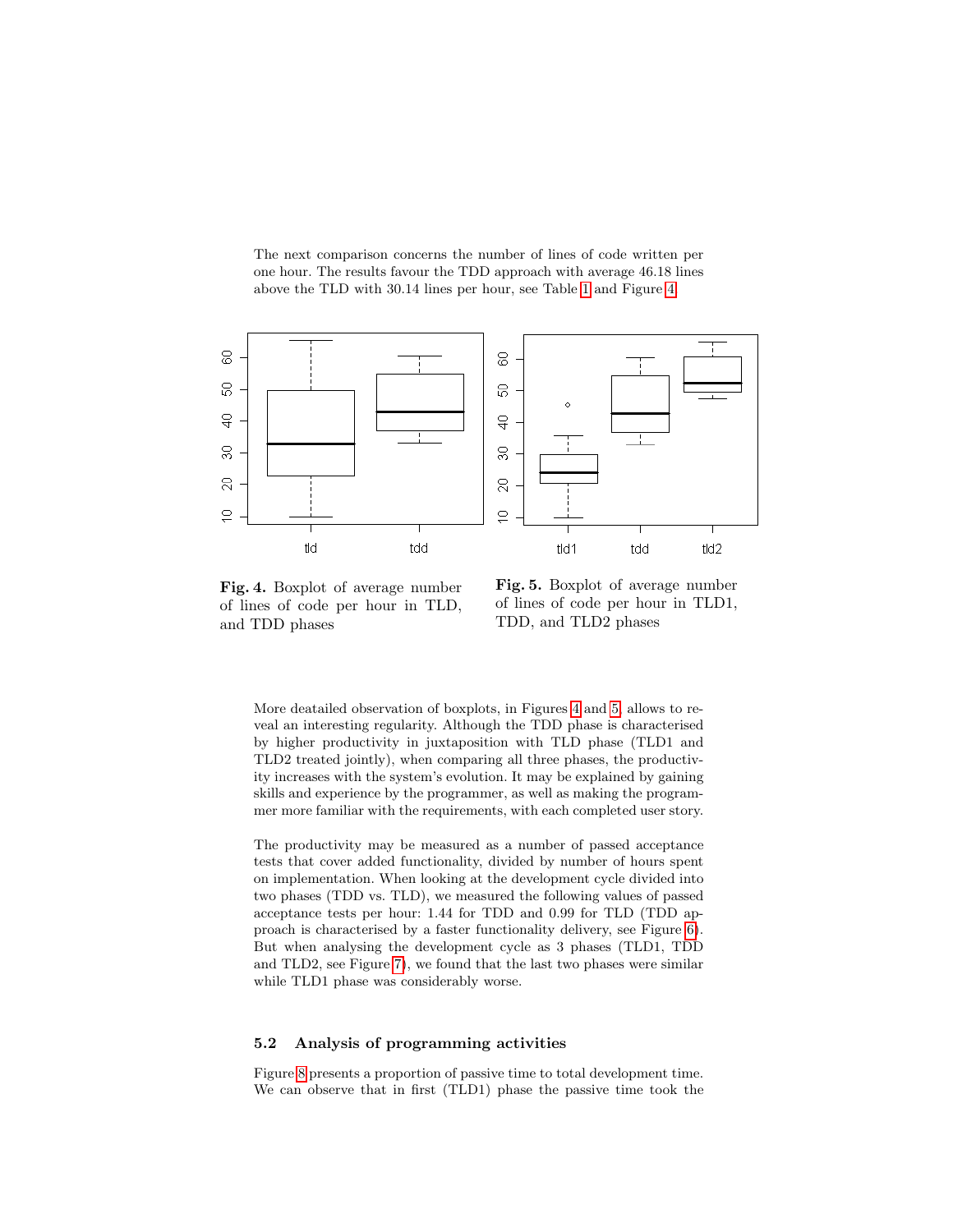The next comparison concerns the number of lines of code written per one hour. The results favour the TDD approach with average 46.18 lines above the TLD with 30.14 lines per hour, see Table 1 and Figure 4.

**Fig. 4.** Boxplot of average number of lines of code per hour in TLD, and TDD phases

**Fig. 5.** Boxplot of average number of lines of code per hour in TLD1, TDD, and TLD2 phases

More deatailed observation of boxplots, in Figures 4 and 5, allows to reveal an interesting regularity. Although the TDD phase is characterised by higher productivity in juxtaposition with TLD phase (TLD1 and TLD2 treated jointly), when comparing all three phases, the productivity increases with the system's evolution. It may be explained by gaining skills and experience by the programmer, as well as making the programmer more familiar with the requirements, with each completed user story.

The productivity may be measured as a number of passed acceptance tests that cover added functionality, divided by number of hours spent on implementation. When looking at the development cycle divided into two phases (TDD vs. TLD), we measured the following values of passed acceptance tests per hour: 1.44 for TDD and 0.99 for TLD (TDD approach is characterised by a faster functionality delivery, see Figure 6). But when analysing the development cycle as 3 phases (TLD1, TDD and TLD2, see Figure 7), we found that the last two phases were similar while TLD1 phase was considerably worse.

### 5.2 Analysis of programming activities

Figure 8 presents a proportion of passive time to total development time. We can observe that in first (TLD1) phase the passive time took the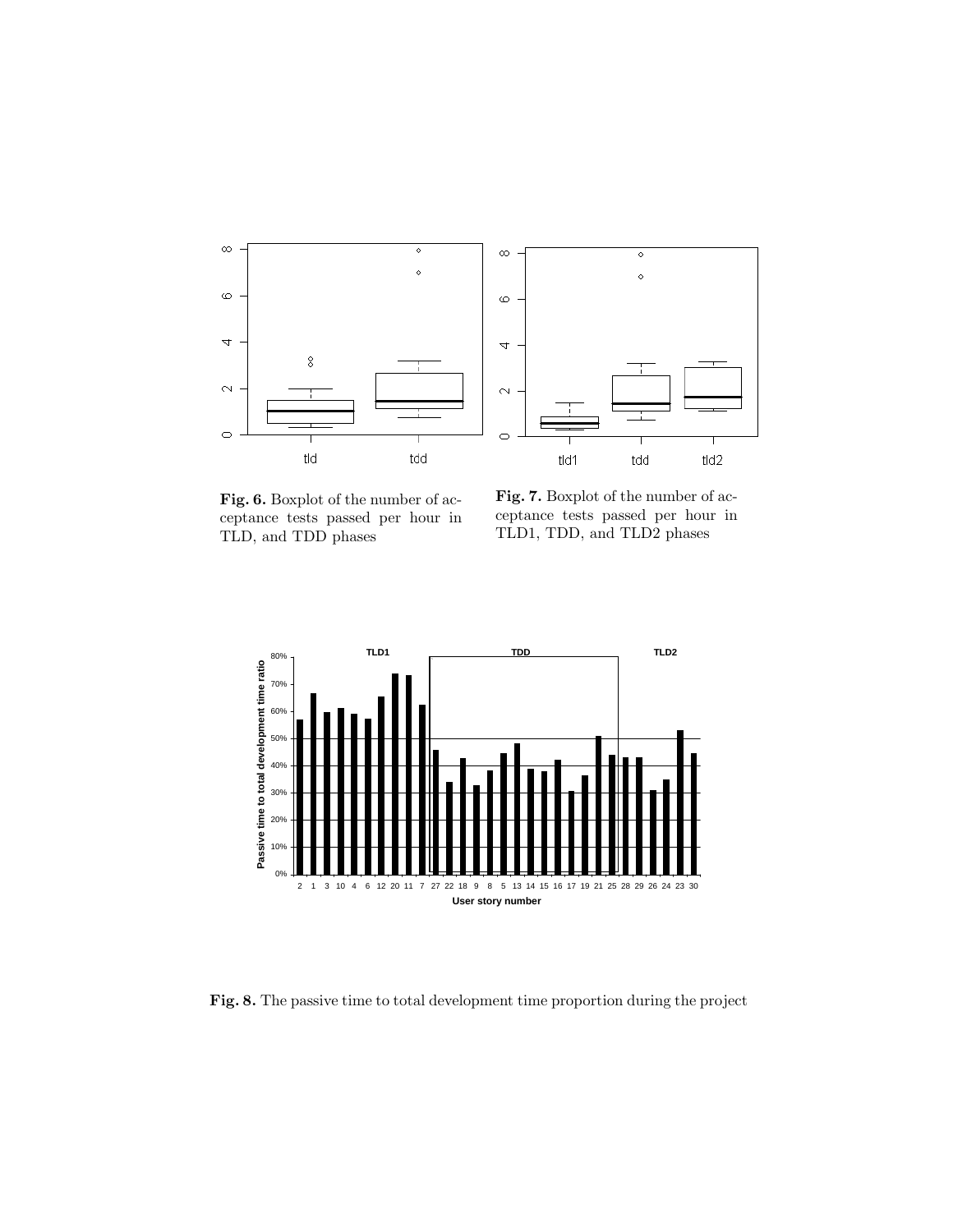**Fig. 6.** Boxplot of the number of acceptance tests passed per hour in TLD, and TDD phases

**Fig. 7.** Boxplot of the number of acceptance tests passed per hour in TLD1, TDD, and TLD2 phases

**Fig. 8.** The passive time to total development time proportion during the project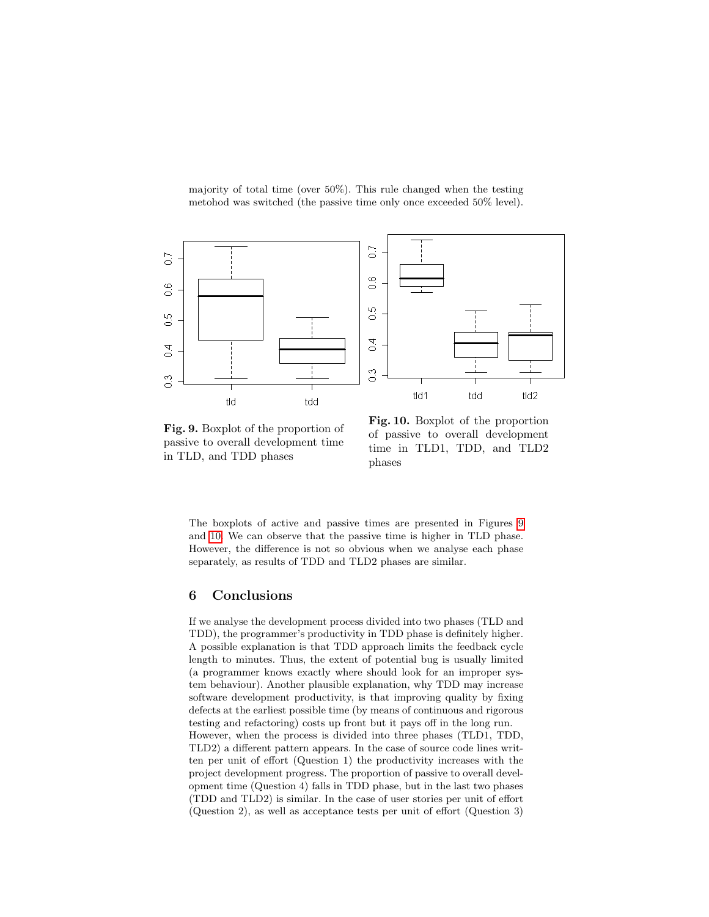majority of total time (over 50%). This rule changed when the testing metohod was switched (the passive time only once exceeded 50% level).

**Fig. 9.** Boxplot of the proportion of passive to overall development time in TLD, and TDD phases

**Fig. 10.** Boxplot of the proportion of passive to overall development time in TLD1, TDD, and TLD2 phases

The boxplots of active and passive times are presented in Figures 9 and 10. We can observe that the passive time is higher in TLD phase. However, the difference is not so obvious when we analyse each phase separately, as results of TDD and TLD2 phases are similar.

## 6 Conclusions

If we analyse the development process divided into two phases (TLD and TDD), the programmer's productivity in TDD phase is definitely higher. A possible explanation is that TDD approach limits the feedback cycle length to minutes. Thus, the extent of potential bug is usually limited (a programmer knows exactly where should look for an improper system behaviour). Another plausible explanation, why TDD may increase software development productivity, is that improving quality by fixing defects at the earliest possible time (by means of continuous and rigorous testing and refactoring) costs up front but it pays off in the long run.
However, when the process is divided into three phases (TLD1, TDD, TLD2) a different pattern appears. In the case of source code lines written per unit of effort (Question 1) the productivity increases with the project development progress. The proportion of passive to overall development time (Question 4) falls in TDD phase, but in the last two phases (TDD and TLD2) is similar. In the case of user stories per unit of effort (Question 2), as well as acceptance tests per unit of effort (Question 3)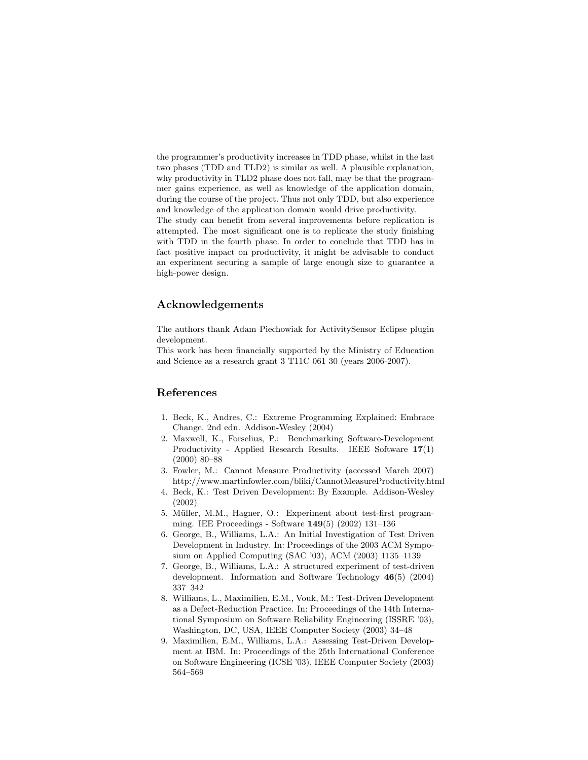the programmer's productivity increases in TDD phase, whilst in the last two phases (TDD and TLD2) is similar as well. A plausible explanation, why productivity in TLD2 phase does not fall, may be that the programmer gains experience, as well as knowledge of the application domain, during the course of the project. Thus not only TDD, but also experience and knowledge of the application domain would drive productivity.
The study can benefit from several improvements before replication is attempted. The most significant one is to replicate the study finishing with TDD in the fourth phase. In order to conclude that TDD has in fact positive impact on productivity, it might be advisable to conduct an experiment securing a sample of large enough size to guarantee a high-power design.

## Acknowledgements

The authors thank Adam Piechowiak for ActivitySensor Eclipse plugin development.
This work has been financially supported by the Ministry of Education and Science as a research grant 3 T11C 061 30 (years 2006-2007).

## References

1. Beck, K., Andres, C.: Extreme Programming Explained: Embrace Change. 2nd edn. Addison-Wesley (2004)
2. Maxwell, K., Forselius, P.: Benchmarking Software-Development Productivity - Applied Research Results. IEEE Software **17**(1) (2000) 80–88
3. Fowler, M.: Cannot Measure Productivity (accessed March 2007) http://www.martinfowler.com/bliki/CannotMeasureProductivity.html
4. Beck, K.: Test Driven Development: By Example. Addison-Wesley (2002)
5. Müller, M.M., Hagner, O.: Experiment about test-first programming. IEE Proceedings - Software **149**(5) (2002) 131–136
6. George, B., Williams, L.A.: An Initial Investigation of Test Driven Development in Industry. In: Proceedings of the 2003 ACM Symposium on Applied Computing (SAC '03), ACM (2003) 1135–1139
7. George, B., Williams, L.A.: A structured experiment of test-driven development. Information and Software Technology **46**(5) (2004) 337–342
8. Williams, L., Maximilien, E.M., Vouk, M.: Test-Driven Development as a Defect-Reduction Practice. In: Proceedings of the 14th International Symposium on Software Reliability Engineering (ISSRE '03), Washington, DC, USA, IEEE Computer Society (2003) 34–48
9. Maximilien, E.M., Williams, L.A.: Assessing Test-Driven Development at IBM. In: Proceedings of the 25th International Conference on Software Engineering (ICSE '03), IEEE Computer Society (2003) 564–569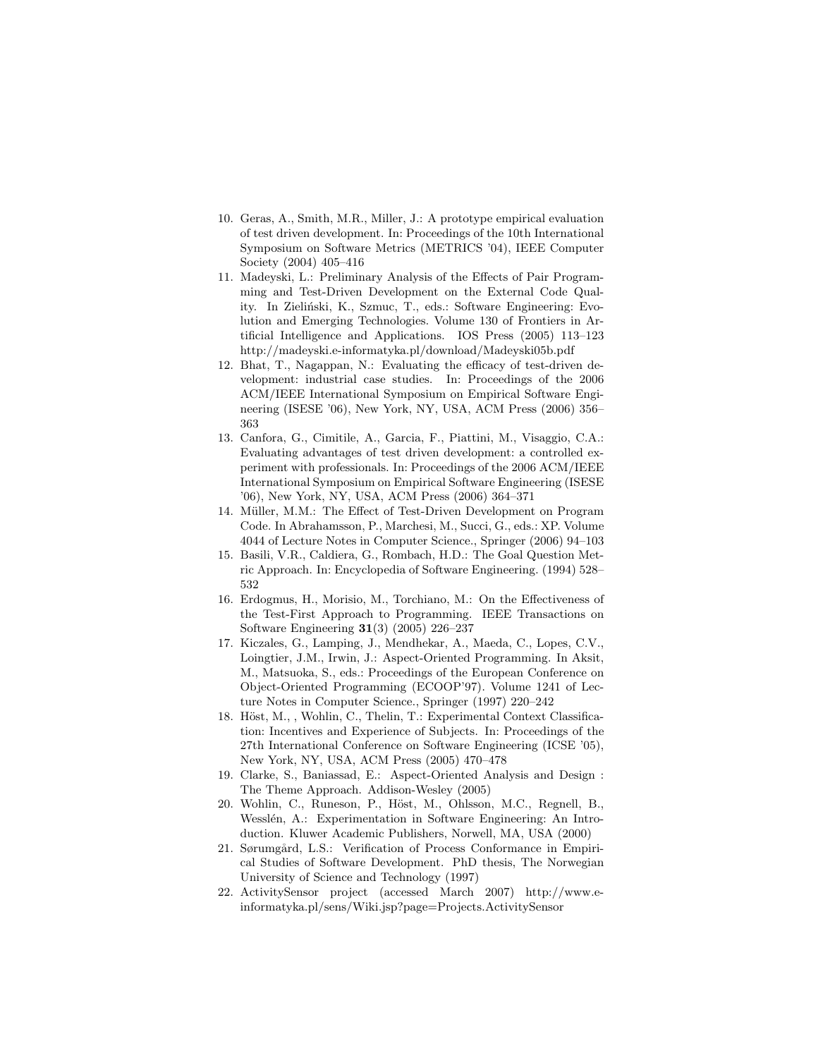10. Geras, A., Smith, M.R., Miller, J.: A prototype empirical evaluation of test driven development. In: Proceedings of the 10th International Symposium on Software Metrics (METRICS '04), IEEE Computer Society (2004) 405–416
11. Madeyski, L.: Preliminary Analysis of the Effects of Pair Programming and Test-Driven Development on the External Code Quality. In Zieliński, K., Szmuc, T., eds.: Software Engineering: Evolution and Emerging Technologies. Volume 130 of Frontiers in Artificial Intelligence and Applications. IOS Press (2005) 113–123 http://madeyski.e-informatyka.pl/download/Madeyski05b.pdf
12. Bhat, T., Nagappan, N.: Evaluating the efficacy of test-driven development: industrial case studies. In: Proceedings of the 2006 ACM/IEEE International Symposium on Empirical Software Engineering (ISESE '06), New York, NY, USA, ACM Press (2006) 356–363
13. Canfora, G., Cimitile, A., Garcia, F., Piattini, M., Visaggio, C.A.: Evaluating advantages of test driven development: a controlled experiment with professionals. In: Proceedings of the 2006 ACM/IEEE International Symposium on Empirical Software Engineering (ISESE '06), New York, NY, USA, ACM Press (2006) 364–371
14. Müller, M.M.: The Effect of Test-Driven Development on Program Code. In Abrahamsson, P., Marchesi, M., Succi, G., eds.: XP. Volume 4044 of Lecture Notes in Computer Science., Springer (2006) 94–103
15. Basili, V.R., Caldiera, G., Rombach, H.D.: The Goal Question Metric Approach. In: Encyclopedia of Software Engineering. (1994) 528–532
16. Erdogmus, H., Morisio, M., Torchiano, M.: On the Effectiveness of the Test-First Approach to Programming. IEEE Transactions on Software Engineering **31**(3) (2005) 226–237
17. Kiczales, G., Lamping, J., Mendhekar, A., Maeda, C., Lopes, C.V., Loingtier, J.M., Irwin, J.: Aspect-Oriented Programming. In Aksit, M., Matsuoka, S., eds.: Proceedings of the European Conference on Object-Oriented Programming (ECOOP'97). Volume 1241 of Lecture Notes in Computer Science., Springer (1997) 220–242
18. Höst, M., , Wohlin, C., Thelin, T.: Experimental Context Classification: Incentives and Experience of Subjects. In: Proceedings of the 27th International Conference on Software Engineering (ICSE '05), New York, NY, USA, ACM Press (2005) 470–478
19. Clarke, S., Baniassad, E.: Aspect-Oriented Analysis and Design : The Theme Approach. Addison-Wesley (2005)
20. Wohlin, C., Runeson, P., Höst, M., Ohlsson, M.C., Regnell, B., Wesslén, A.: Experimentation in Software Engineering: An Introduction. Kluwer Academic Publishers, Norwell, MA, USA (2000)
21. Sørumgård, L.S.: Verification of Process Conformance in Empirical Studies of Software Development. PhD thesis, The Norwegian University of Science and Technology (1997)
22. ActivitySensor project (accessed March 2007) http://www.e-informatyka.pl/sens/Wiki.jsp?page=Projects.ActivitySensor